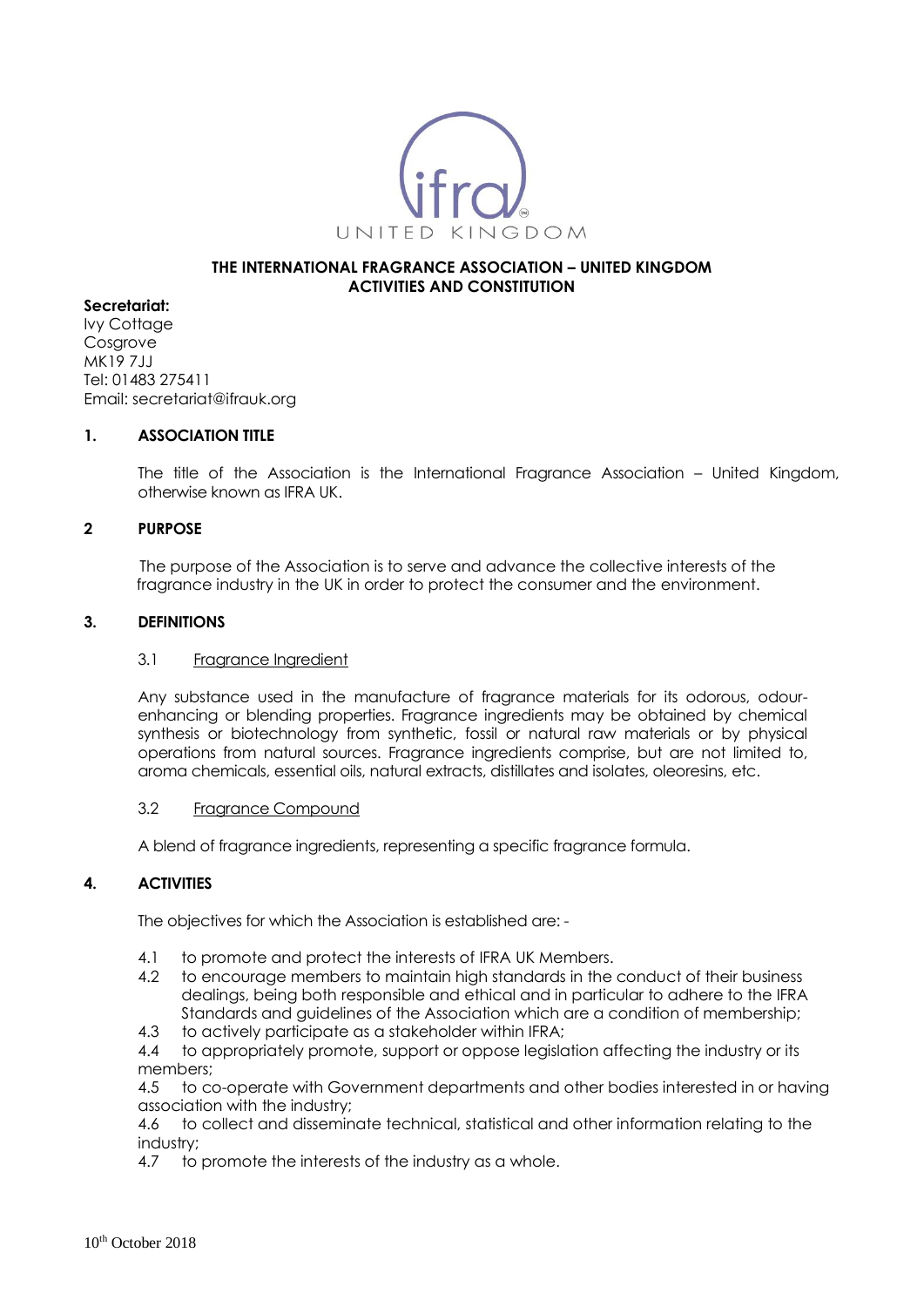# THE INTERNATIONAL FRAGRANCE ASSOCIATION – UNITED KINGDOM
## ACTIVITIES AND CONSTITUTION

**Secretariat:**
Ivy Cottage
Cosgrove
MK19 7JJ
Tel: 01483 275411
Email: secretariat@ifrauk.org

### 1. ASSOCIATION TITLE

The title of the Association is the International Fragrance Association – United Kingdom, otherwise known as IFRA UK.

### 2 PURPOSE

The purpose of the Association is to serve and advance the collective interests of the fragrance industry in the UK in order to protect the consumer and the environment.

### 3. DEFINITIONS

3.1 Fragrance Ingredient

Any substance used in the manufacture of fragrance materials for its odorous, odour-enhancing or blending properties. Fragrance ingredients may be obtained by chemical synthesis or biotechnology from synthetic, fossil or natural raw materials or by physical operations from natural sources. Fragrance ingredients comprise, but are not limited to, aroma chemicals, essential oils, natural extracts, distillates and isolates, oleoresins, etc.

3.2 Fragrance Compound

A blend of fragrance ingredients, representing a specific fragrance formula.

### 4. ACTIVITIES

The objectives for which the Association is established are: -

4.1 to promote and protect the interests of IFRA UK Members.
4.2 to encourage members to maintain high standards in the conduct of their business dealings, being both responsible and ethical and in particular to adhere to the IFRA Standards and guidelines of the Association which are a condition of membership;
4.3 to actively participate as a stakeholder within IFRA;
4.4 to appropriately promote, support or oppose legislation affecting the industry or its members;
4.5 to co-operate with Government departments and other bodies interested in or having association with the industry;
4.6 to collect and disseminate technical, statistical and other information relating to the industry;
4.7 to promote the interests of the industry as a whole.

10th October 2018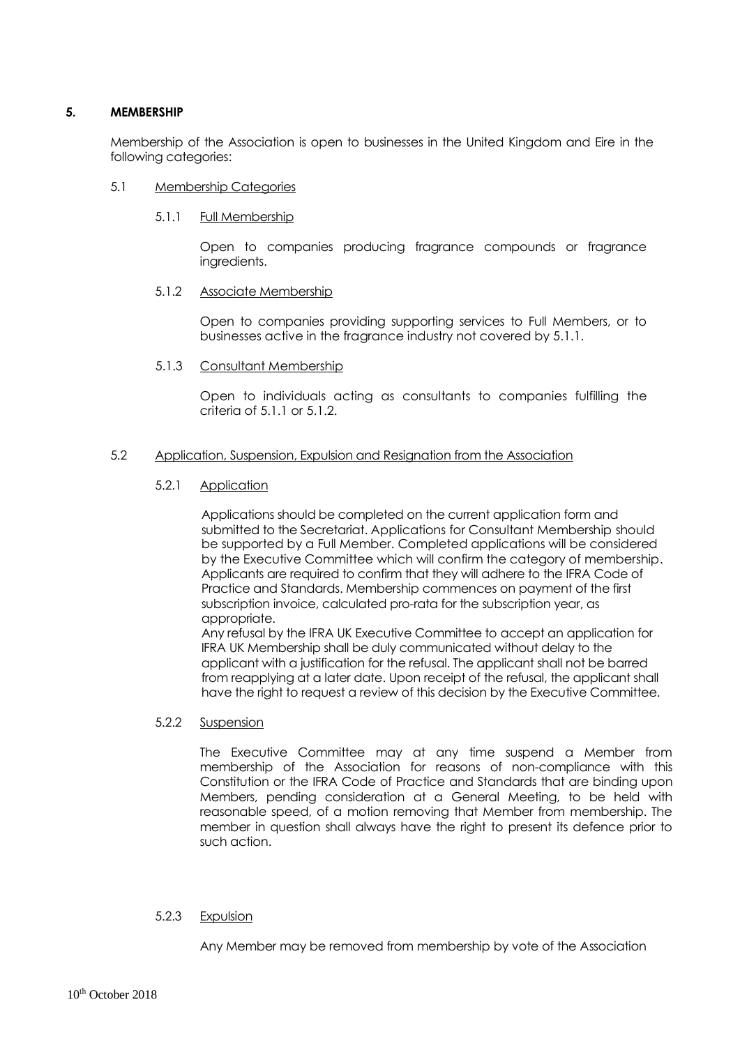## 5. MEMBERSHIP

Membership of the Association is open to businesses in the United Kingdom and Eire in the following categories:

### 5.1 Membership Categories

#### 5.1.1 Full Membership

Open to companies producing fragrance compounds or fragrance ingredients.

#### 5.1.2 Associate Membership

Open to companies providing supporting services to Full Members, or to businesses active in the fragrance industry not covered by 5.1.1.

#### 5.1.3 Consultant Membership

Open to individuals acting as consultants to companies fulfilling the criteria of 5.1.1 or 5.1.2.

### 5.2 Application, Suspension, Expulsion and Resignation from the Association

#### 5.2.1 Application

Applications should be completed on the current application form and submitted to the Secretariat. Applications for Consultant Membership should be supported by a Full Member. Completed applications will be considered by the Executive Committee which will confirm the category of membership. Applicants are required to confirm that they will adhere to the IFRA Code of Practice and Standards. Membership commences on payment of the first subscription invoice, calculated pro-rata for the subscription year, as appropriate.

Any refusal by the IFRA UK Executive Committee to accept an application for IFRA UK Membership shall be duly communicated without delay to the applicant with a justification for the refusal. The applicant shall not be barred from reapplying at a later date. Upon receipt of the refusal, the applicant shall have the right to request a review of this decision by the Executive Committee.

#### 5.2.2 Suspension

The Executive Committee may at any time suspend a Member from membership of the Association for reasons of non-compliance with this Constitution or the IFRA Code of Practice and Standards that are binding upon Members, pending consideration at a General Meeting, to be held with reasonable speed, of a motion removing that Member from membership. The member in question shall always have the right to present its defence prior to such action.

#### 5.2.3 Expulsion

Any Member may be removed from membership by vote of the Association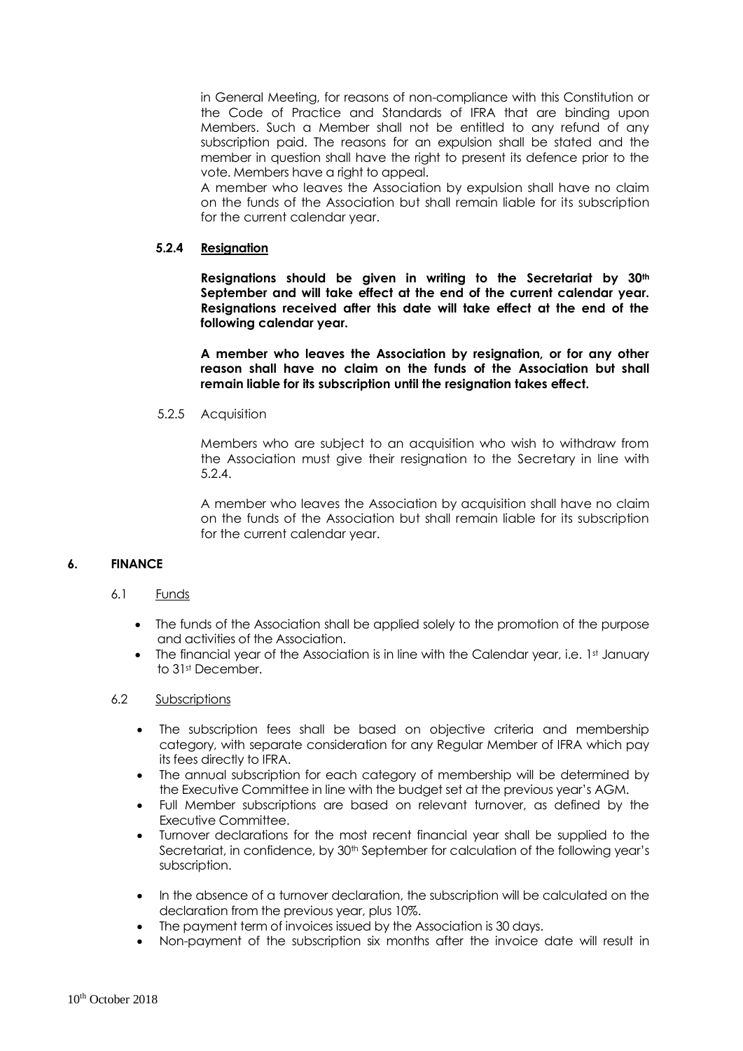in General Meeting, for reasons of non-compliance with this Constitution or the Code of Practice and Standards of IFRA that are binding upon Members. Such a Member shall not be entitled to any refund of any subscription paid. The reasons for an expulsion shall be stated and the member in question shall have the right to present its defence prior to the vote. Members have a right to appeal.

A member who leaves the Association by expulsion shall have no claim on the funds of the Association but shall remain liable for its subscription for the current calendar year.

#### 5.2.4 Resignation

**Resignations should be given in writing to the Secretariat by 30th September and will take effect at the end of the current calendar year. Resignations received after this date will take effect at the end of the following calendar year.**

**A member who leaves the Association by resignation, or for any other reason shall have no claim on the funds of the Association but shall remain liable for its subscription until the resignation takes effect.**

#### 5.2.5 Acquisition

Members who are subject to an acquisition who wish to withdraw from the Association must give their resignation to the Secretary in line with 5.2.4.

A member who leaves the Association by acquisition shall have no claim on the funds of the Association but shall remain liable for its subscription for the current calendar year.

## 6. FINANCE

### 6.1 Funds

- The funds of the Association shall be applied solely to the promotion of the purpose and activities of the Association.
- The financial year of the Association is in line with the Calendar year, i.e. 1st January to 31st December.

### 6.2 Subscriptions

- The subscription fees shall be based on objective criteria and membership category, with separate consideration for any Regular Member of IFRA which pay its fees directly to IFRA.
- The annual subscription for each category of membership will be determined by the Executive Committee in line with the budget set at the previous year's AGM.
- Full Member subscriptions are based on relevant turnover, as defined by the Executive Committee.
- Turnover declarations for the most recent financial year shall be supplied to the Secretariat, in confidence, by 30th September for calculation of the following year's subscription.
- In the absence of a turnover declaration, the subscription will be calculated on the declaration from the previous year, plus 10%.
- The payment term of invoices issued by the Association is 30 days.
- Non-payment of the subscription six months after the invoice date will result in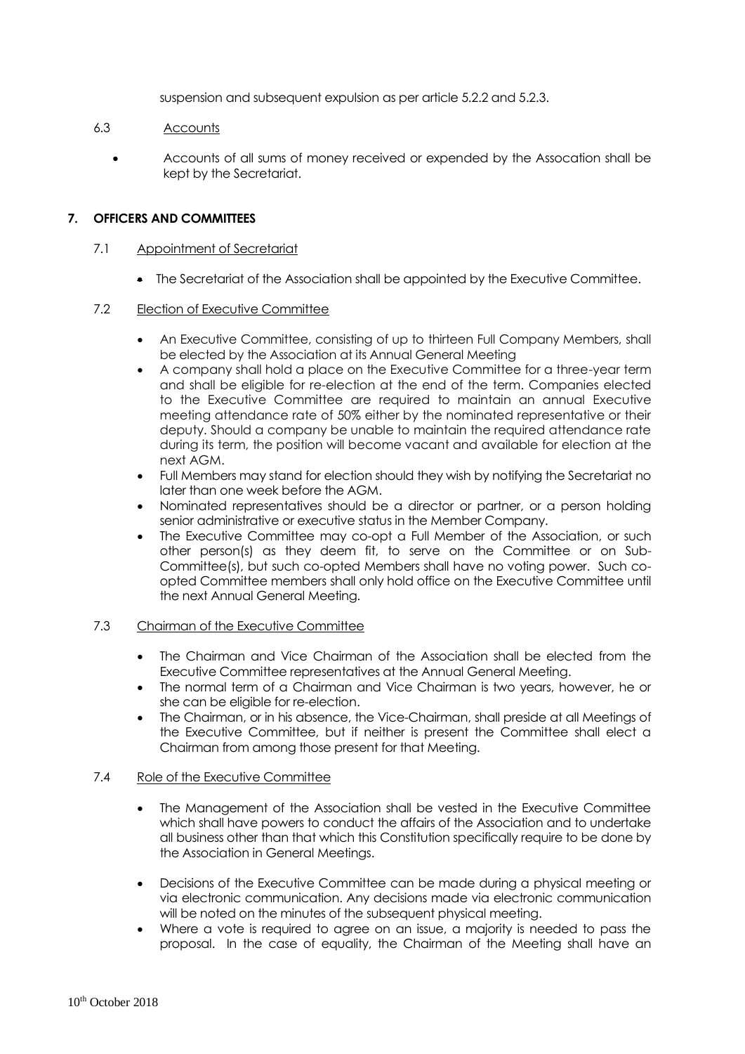suspension and subsequent expulsion as per article 5.2.2 and 5.2.3.

6.3 Accounts

- Accounts of all sums of money received or expended by the Assocation shall be kept by the Secretariat.

## 7. OFFICERS AND COMMITTEES

7.1 Appointment of Secretariat

- The Secretariat of the Association shall be appointed by the Executive Committee.

7.2 Election of Executive Committee

- An Executive Committee, consisting of up to thirteen Full Company Members, shall be elected by the Association at its Annual General Meeting
- A company shall hold a place on the Executive Committee for a three-year term and shall be eligible for re-election at the end of the term. Companies elected to the Executive Committee are required to maintain an annual Executive meeting attendance rate of 50% either by the nominated representative or their deputy. Should a company be unable to maintain the required attendance rate during its term, the position will become vacant and available for election at the next AGM.
- Full Members may stand for election should they wish by notifying the Secretariat no later than one week before the AGM.
- Nominated representatives should be a director or partner, or a person holding senior administrative or executive status in the Member Company.
- The Executive Committee may co-opt a Full Member of the Association, or such other person(s) as they deem fit, to serve on the Committee or on Sub-Committee(s), but such co-opted Members shall have no voting power. Such co-opted Committee members shall only hold office on the Executive Committee until the next Annual General Meeting.

7.3 Chairman of the Executive Committee

- The Chairman and Vice Chairman of the Association shall be elected from the Executive Committee representatives at the Annual General Meeting.
- The normal term of a Chairman and Vice Chairman is two years, however, he or she can be eligible for re-election.
- The Chairman, or in his absence, the Vice-Chairman, shall preside at all Meetings of the Executive Committee, but if neither is present the Committee shall elect a Chairman from among those present for that Meeting.

7.4 Role of the Executive Committee

- The Management of the Association shall be vested in the Executive Committee which shall have powers to conduct the affairs of the Association and to undertake all business other than that which this Constitution specifically require to be done by the Association in General Meetings.
- Decisions of the Executive Committee can be made during a physical meeting or via electronic communication. Any decisions made via electronic communication will be noted on the minutes of the subsequent physical meeting.
- Where a vote is required to agree on an issue, a majority is needed to pass the proposal. In the case of equality, the Chairman of the Meeting shall have an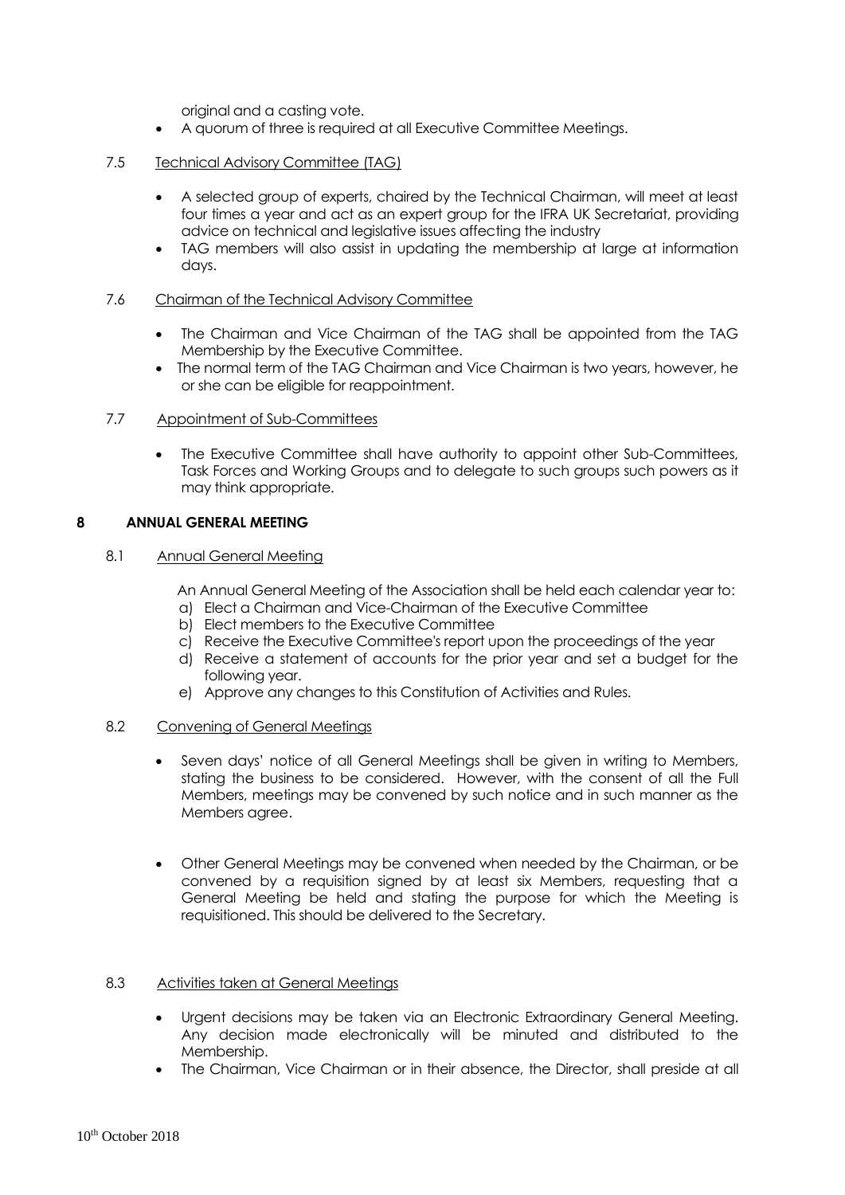original and a casting vote.

- A quorum of three is required at all Executive Committee Meetings.

7.5 Technical Advisory Committee (TAG)

- A selected group of experts, chaired by the Technical Chairman, will meet at least four times a year and act as an expert group for the IFRA UK Secretariat, providing advice on technical and legislative issues affecting the industry
- TAG members will also assist in updating the membership at large at information days.

7.6 Chairman of the Technical Advisory Committee

- The Chairman and Vice Chairman of the TAG shall be appointed from the TAG Membership by the Executive Committee.
- The normal term of the TAG Chairman and Vice Chairman is two years, however, he or she can be eligible for reappointment.

7.7 Appointment of Sub-Committees

- The Executive Committee shall have authority to appoint other Sub-Committees, Task Forces and Working Groups and to delegate to such groups such powers as it may think appropriate.

## 8 ANNUAL GENERAL MEETING

8.1 Annual General Meeting

An Annual General Meeting of the Association shall be held each calendar year to:

a) Elect a Chairman and Vice-Chairman of the Executive Committee
b) Elect members to the Executive Committee
c) Receive the Executive Committee's report upon the proceedings of the year
d) Receive a statement of accounts for the prior year and set a budget for the following year.
e) Approve any changes to this Constitution of Activities and Rules.

8.2 Convening of General Meetings

- Seven days' notice of all General Meetings shall be given in writing to Members, stating the business to be considered. However, with the consent of all the Full Members, meetings may be convened by such notice and in such manner as the Members agree.

- Other General Meetings may be convened when needed by the Chairman, or be convened by a requisition signed by at least six Members, requesting that a General Meeting be held and stating the purpose for which the Meeting is requisitioned. This should be delivered to the Secretary.

8.3 Activities taken at General Meetings

- Urgent decisions may be taken via an Electronic Extraordinary General Meeting. Any decision made electronically will be minuted and distributed to the Membership.
- The Chairman, Vice Chairman or in their absence, the Director, shall preside at all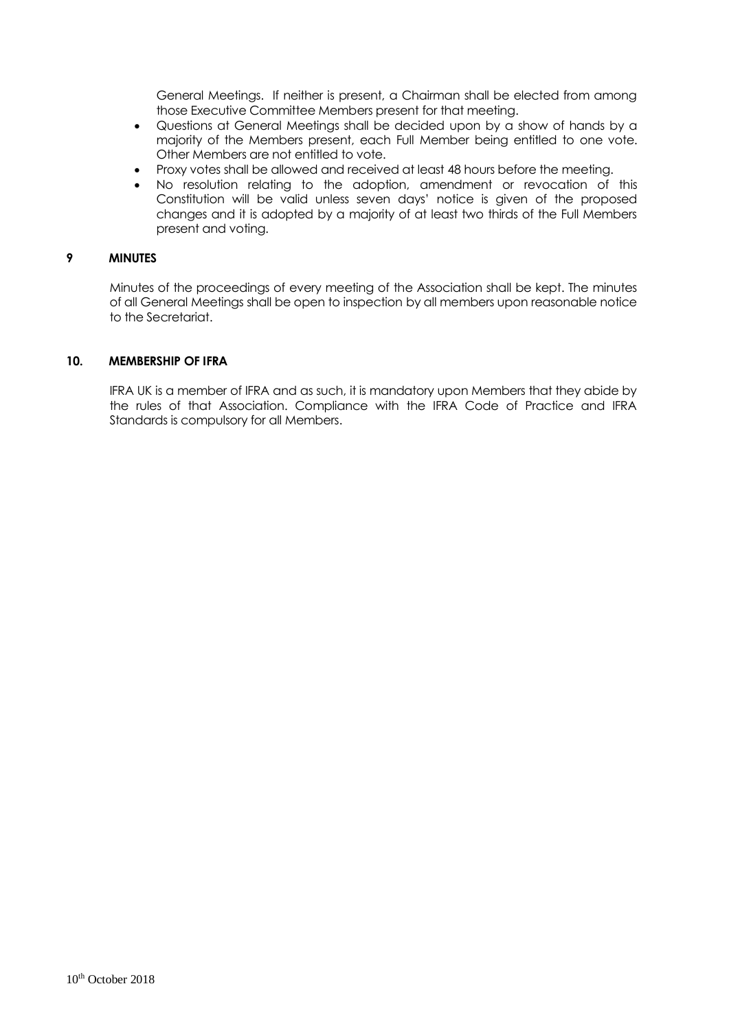General Meetings. If neither is present, a Chairman shall be elected from among those Executive Committee Members present for that meeting.

- Questions at General Meetings shall be decided upon by a show of hands by a majority of the Members present, each Full Member being entitled to one vote. Other Members are not entitled to vote.
- Proxy votes shall be allowed and received at least 48 hours before the meeting.
- No resolution relating to the adoption, amendment or revocation of this Constitution will be valid unless seven days' notice is given of the proposed changes and it is adopted by a majority of at least two thirds of the Full Members present and voting.

## 9 MINUTES

Minutes of the proceedings of every meeting of the Association shall be kept. The minutes of all General Meetings shall be open to inspection by all members upon reasonable notice to the Secretariat.

## 10. MEMBERSHIP OF IFRA

IFRA UK is a member of IFRA and as such, it is mandatory upon Members that they abide by the rules of that Association. Compliance with the IFRA Code of Practice and IFRA Standards is compulsory for all Members.

10th October 2018